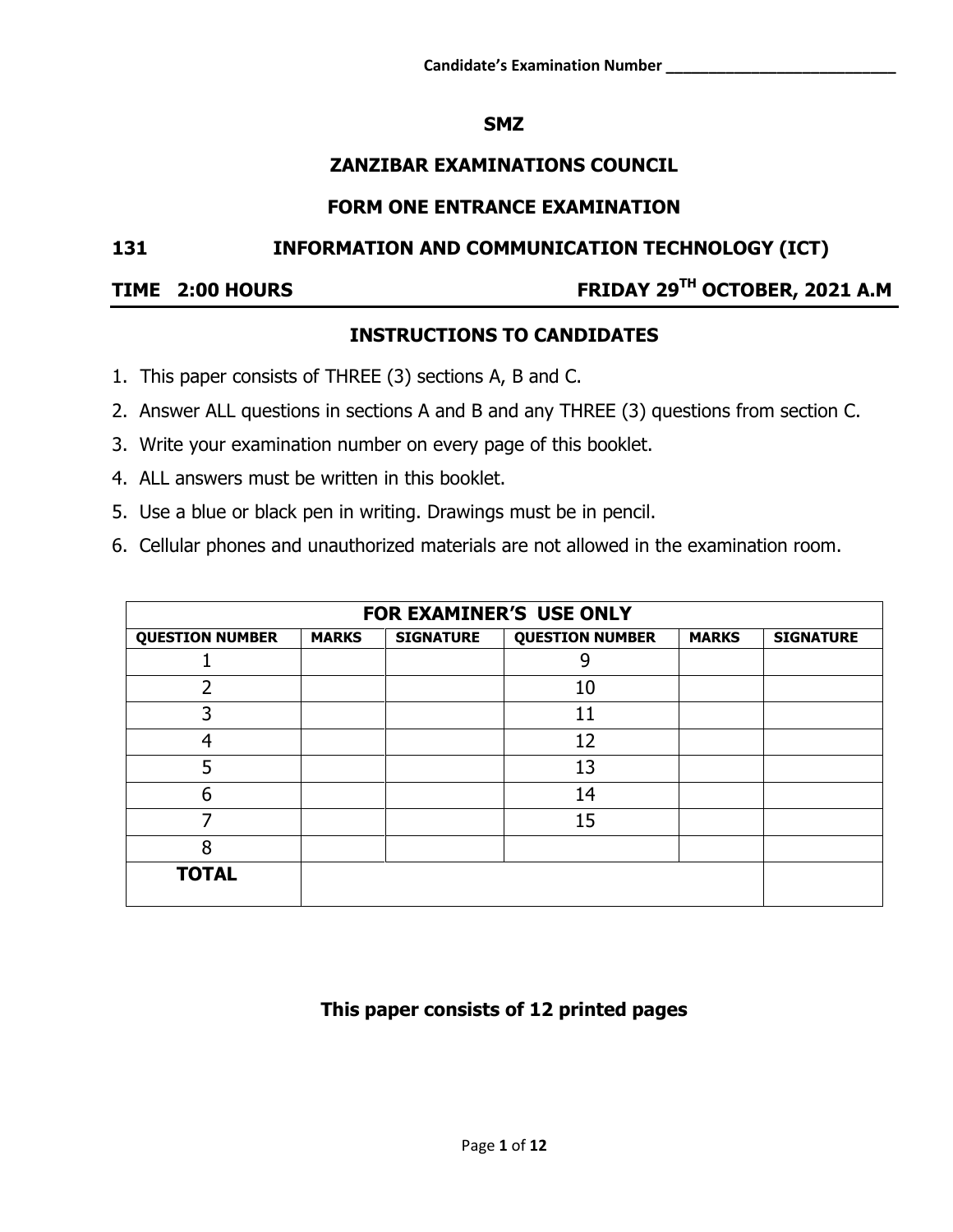Candidate's Examination Number ___________________________

# SMZ

## ZANZIBAR EXAMINATIONS COUNCIL

## FORM ONE ENTRANCE EXAMINATION

**131 INFORMATION AND COMMUNICATION TECHNOLOGY (ICT)**

**TIME 2:00 HOURS** **FRIDAY 29TH OCTOBER, 2021 A.M**

### INSTRUCTIONS TO CANDIDATES

1. This paper consists of THREE (3) sections A, B and C.
2. Answer ALL questions in sections A and B and any THREE (3) questions from section C.
3. Write your examination number on every page of this booklet.
4. ALL answers must be written in this booklet.
5. Use a blue or black pen in writing. Drawings must be in pencil.
6. Cellular phones and unauthorized materials are not allowed in the examination room.

| FOR EXAMINER'S USE ONLY | | | | | |
|---|---|---|---|---|---|
| **QUESTION NUMBER** | **MARKS** | **SIGNATURE** | **QUESTION NUMBER** | **MARKS** | **SIGNATURE** |
| 1 | | | 9 | | |
| 2 | | | 10 | | |
| 3 | | | 11 | | |
| 4 | | | 12 | | |
| 5 | | | 13 | | |
| 6 | | | 14 | | |
| 7 | | | 15 | | |
| 8 | | | | | |
| **TOTAL** | | | | | |

**This paper consists of 12 printed pages**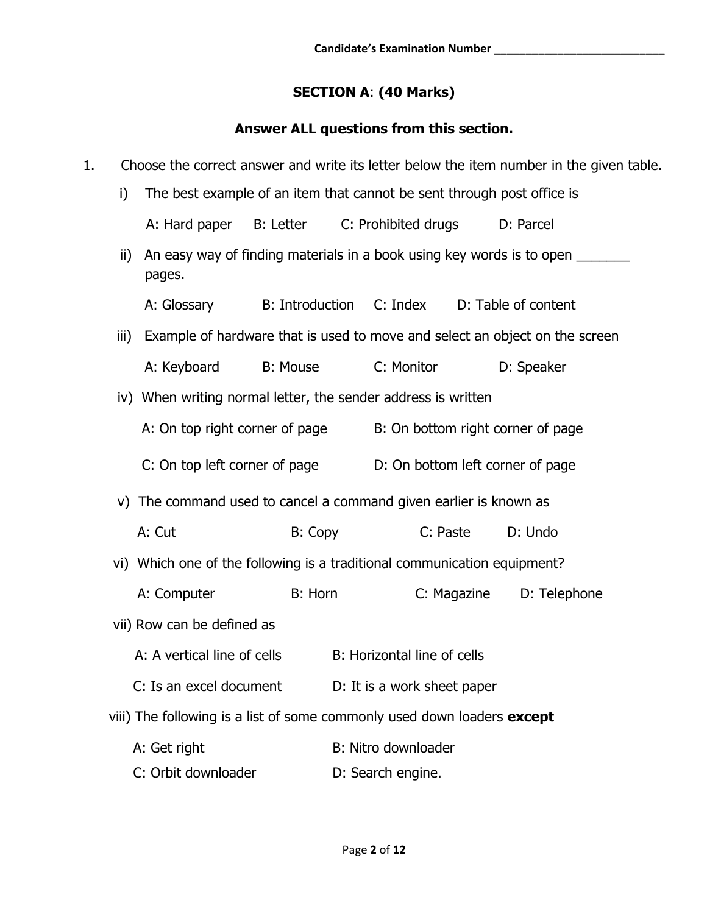Candidate's Examination Number ___________________________

## SECTION A: (40 Marks)

### Answer ALL questions from this section.

1. Choose the correct answer and write its letter below the item number in the given table.

   i) The best example of an item that cannot be sent through post office is

   A: Hard paper B: Letter C: Prohibited drugs D: Parcel

   ii) An easy way of finding materials in a book using key words is to open _______ pages.

   A: Glossary B: Introduction C: Index D: Table of content

   iii) Example of hardware that is used to move and select an object on the screen

   A: Keyboard B: Mouse C: Monitor D: Speaker

   iv) When writing normal letter, the sender address is written

   A: On top right corner of page B: On bottom right corner of page

   C: On top left corner of page D: On bottom left corner of page

   v) The command used to cancel a command given earlier is known as

   A: Cut B: Copy C: Paste D: Undo

   vi) Which one of the following is a traditional communication equipment?

   A: Computer B: Horn C: Magazine D: Telephone

   vii) Row can be defined as

   A: A vertical line of cells B: Horizontal line of cells

   C: Is an excel document D: It is a work sheet paper

   viii) The following is a list of some commonly used down loaders **except**

   A: Get right B: Nitro downloader

   C: Orbit downloader D: Search engine.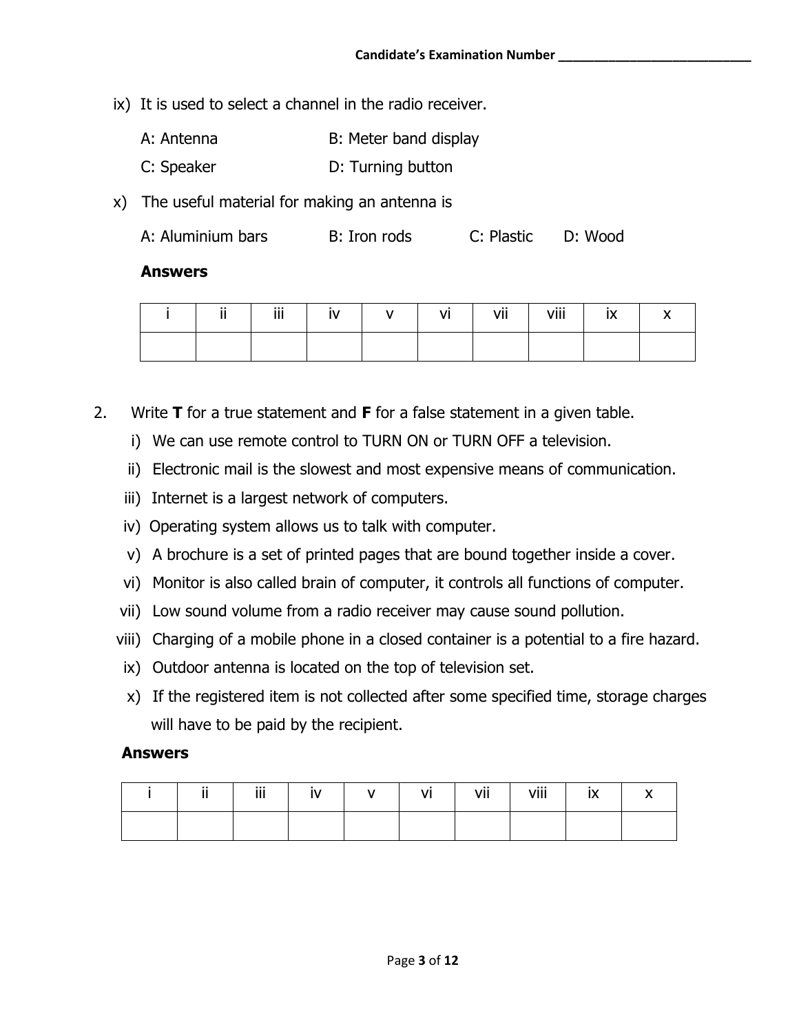ix) It is used to select a channel in the radio receiver.

A: Antenna B: Meter band display

C: Speaker D: Turning button

x) The useful material for making an antenna is

A: Aluminium bars B: Iron rods C: Plastic D: Wood

**Answers**

| i | ii | iii | iv | v | vi | vii | viii | ix | x |
|---|---|---|---|---|---|---|---|---|---|
| | | | | | | | | | |

2. Write **T** for a true statement and **F** for a false statement in a given table.

i) We can use remote control to TURN ON or TURN OFF a television.

ii) Electronic mail is the slowest and most expensive means of communication.

iii) Internet is a largest network of computers.

iv) Operating system allows us to talk with computer.

v) A brochure is a set of printed pages that are bound together inside a cover.

vi) Monitor is also called brain of computer, it controls all functions of computer.

vii) Low sound volume from a radio receiver may cause sound pollution.

viii) Charging of a mobile phone in a closed container is a potential to a fire hazard.

ix) Outdoor antenna is located on the top of television set.

x) If the registered item is not collected after some specified time, storage charges will have to be paid by the recipient.

**Answers**

| i | ii | iii | iv | v | vi | vii | viii | ix | x |
|---|---|---|---|---|---|---|---|---|---|
| | | | | | | | | | |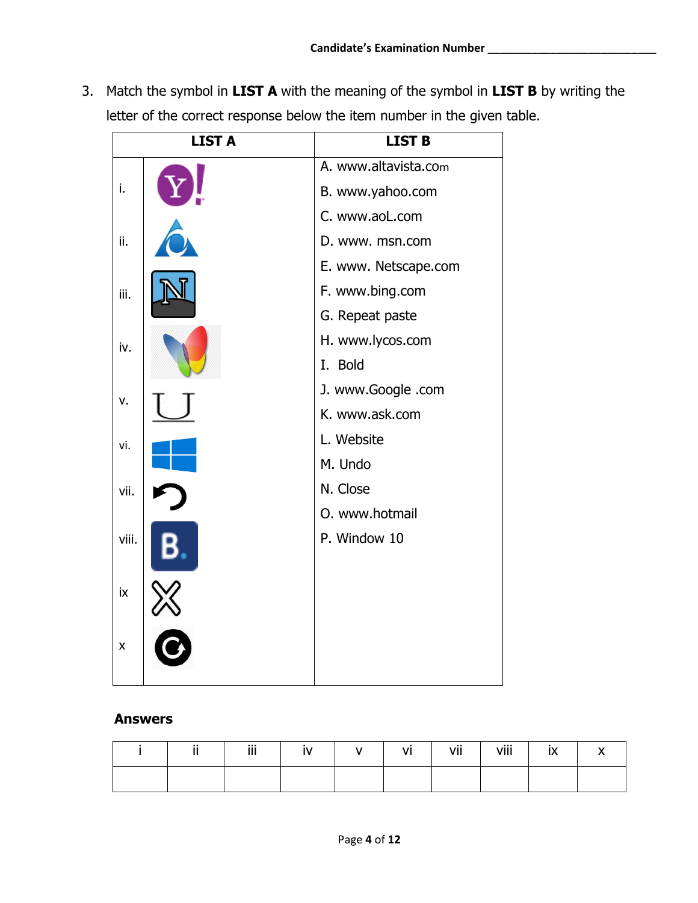3. Match the symbol in **LIST A** with the meaning of the symbol in **LIST B** by writing the letter of the correct response below the item number in the given table.

| LIST A | | LIST B |
|---|---|---|
| i. | | A. www.altavista.com |
| ii. | | B. www.yahoo.com |
| iii. | | C. www.aoL.com |
| iv. | | D. www. msn.com |
| v. | | E. www. Netscape.com |
| vi. | | F. www.bing.com |
| vii. | | G. Repeat paste |
| viii. | | H. www.lycos.com |
| ix | | I. Bold |
| x | | J. www.Google .com |
| | | K. www.ask.com |
| | | L. Website |
| | | M. Undo |
| | | N. Close |
| | | O. www.hotmail |
| | | P. Window 10 |

**Answers**

| i | ii | iii | iv | v | vi | vii | viii | ix | x |
|---|---|---|---|---|---|---|---|---|---|
| | | | | | | | | | |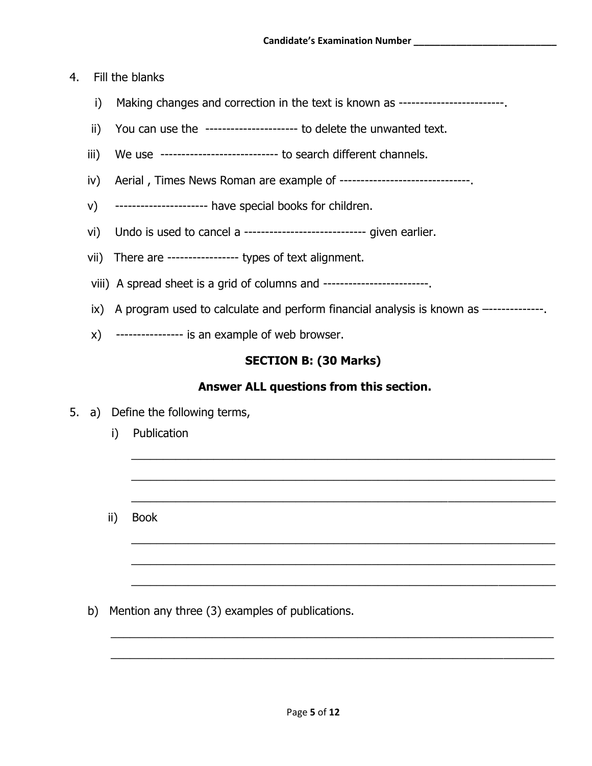Candidate's Examination Number ____________________________

4. Fill the blanks

   i) Making changes and correction in the text is known as -------------------------.

   ii) You can use the ---------------------- to delete the unwanted text.

   iii) We use ---------------------------- to search different channels.

   iv) Aerial , Times News Roman are example of -------------------------------.

   v) ---------------------- have special books for children.

   vi) Undo is used to cancel a ---------------------------- given earlier.

   vii) There are ---------------- types of text alignment.

   viii) A spread sheet is a grid of columns and -------------------------.

   ix) A program used to calculate and perform financial analysis is known as –-------------.

   x) ---------------- is an example of web browser.

**SECTION B: (30 Marks)**

**Answer ALL questions from this section.**

5. a) Define the following terms,

   i) Publication

   ______________________________________________________________________

   ______________________________________________________________________

   ______________________________________________________________________

   ii) Book

   ______________________________________________________________________

   ______________________________________________________________________

   ______________________________________________________________________

   b) Mention any three (3) examples of publications.

   ______________________________________________________________________

   ______________________________________________________________________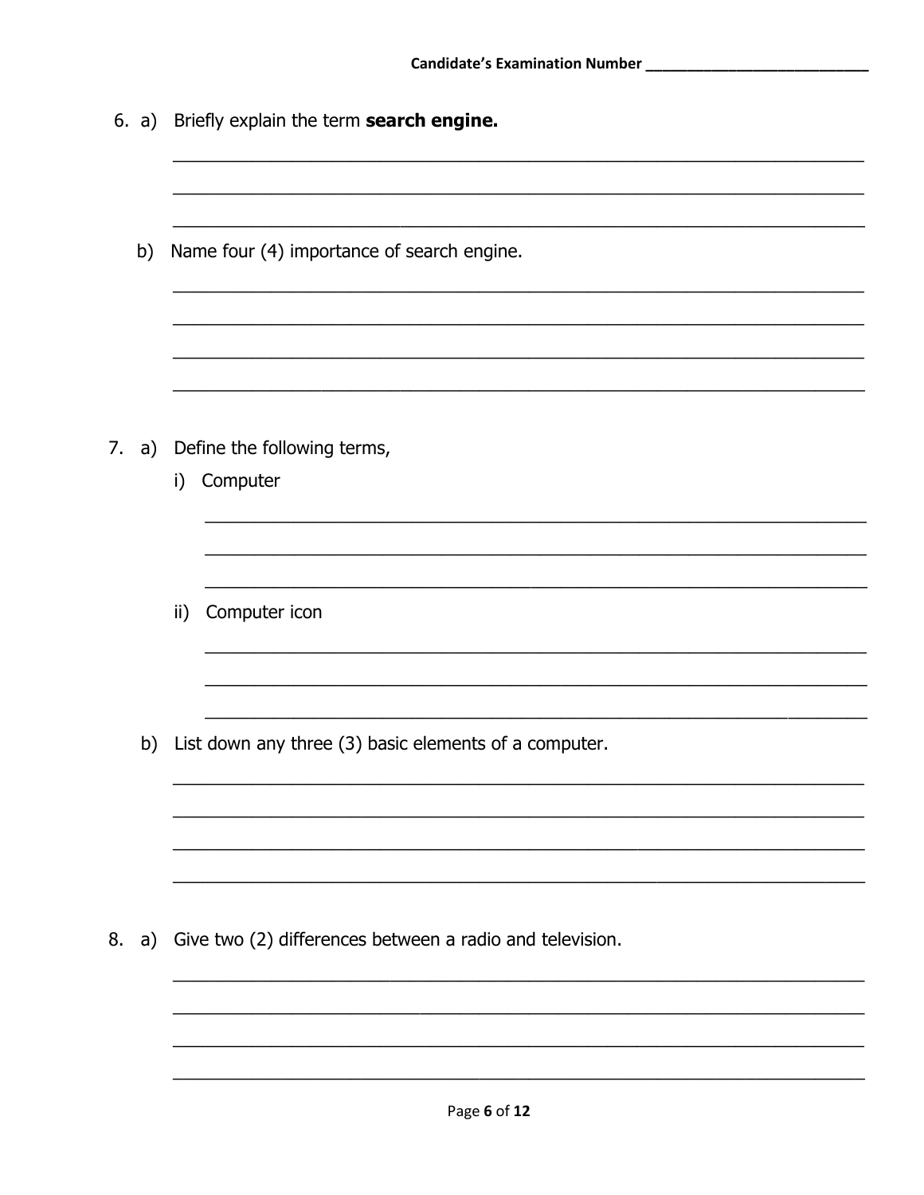Candidate's Examination Number ___________________________

6. a) Briefly explain the term **search engine.**

______________________________________________________________________

______________________________________________________________________

______________________________________________________________________

   b) Name four (4) importance of search engine.

______________________________________________________________________

______________________________________________________________________

______________________________________________________________________

______________________________________________________________________

7. a) Define the following terms,

   i) Computer

______________________________________________________________________

______________________________________________________________________

______________________________________________________________________

   ii) Computer icon

______________________________________________________________________

______________________________________________________________________

______________________________________________________________________

   b) List down any three (3) basic elements of a computer.

______________________________________________________________________

______________________________________________________________________

______________________________________________________________________

______________________________________________________________________

8. a) Give two (2) differences between a radio and television.

______________________________________________________________________

______________________________________________________________________

______________________________________________________________________

______________________________________________________________________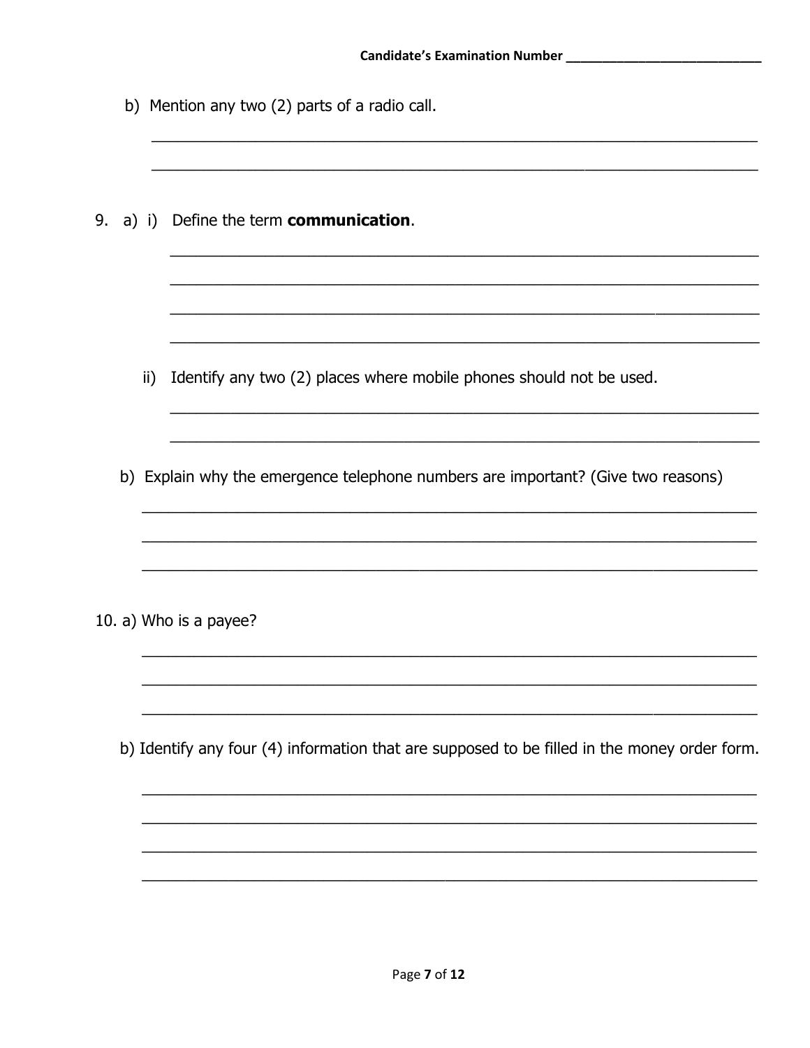b) Mention any two (2) parts of a radio call.

______________________________________________________________________

______________________________________________________________________

9. a) i) Define the term **communication**.

______________________________________________________________________

______________________________________________________________________

______________________________________________________________________

______________________________________________________________________

ii) Identify any two (2) places where mobile phones should not be used.

______________________________________________________________________

______________________________________________________________________

b) Explain why the emergence telephone numbers are important? (Give two reasons)

______________________________________________________________________

______________________________________________________________________

______________________________________________________________________

10. a) Who is a payee?

______________________________________________________________________

______________________________________________________________________

______________________________________________________________________

b) Identify any four (4) information that are supposed to be filled in the money order form.

______________________________________________________________________

______________________________________________________________________

______________________________________________________________________

______________________________________________________________________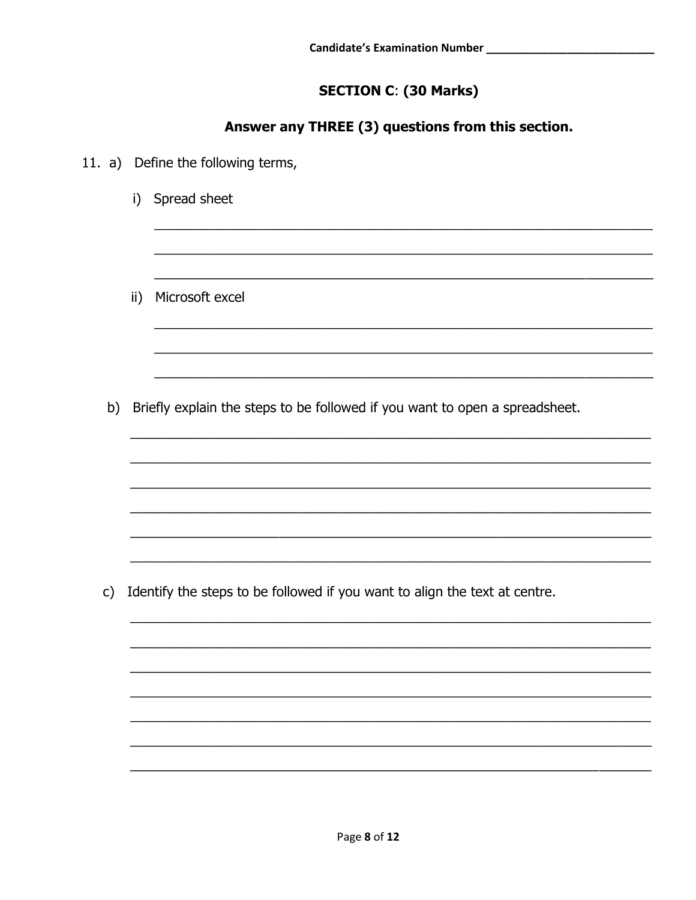Candidate's Examination Number ___________________________

## SECTION C: (30 Marks)

### Answer any THREE (3) questions from this section.

11. a) Define the following terms,

    i) Spread sheet

    ______________________________________________________________________

    ______________________________________________________________________

    ______________________________________________________________________

    ii) Microsoft excel

    ______________________________________________________________________

    ______________________________________________________________________

    ______________________________________________________________________

    b) Briefly explain the steps to be followed if you want to open a spreadsheet.

    ______________________________________________________________________

    ______________________________________________________________________

    ______________________________________________________________________

    ______________________________________________________________________

    ______________________________________________________________________

    ______________________________________________________________________

    c) Identify the steps to be followed if you want to align the text at centre.

    ______________________________________________________________________

    ______________________________________________________________________

    ______________________________________________________________________

    ______________________________________________________________________

    ______________________________________________________________________

    ______________________________________________________________________

    ______________________________________________________________________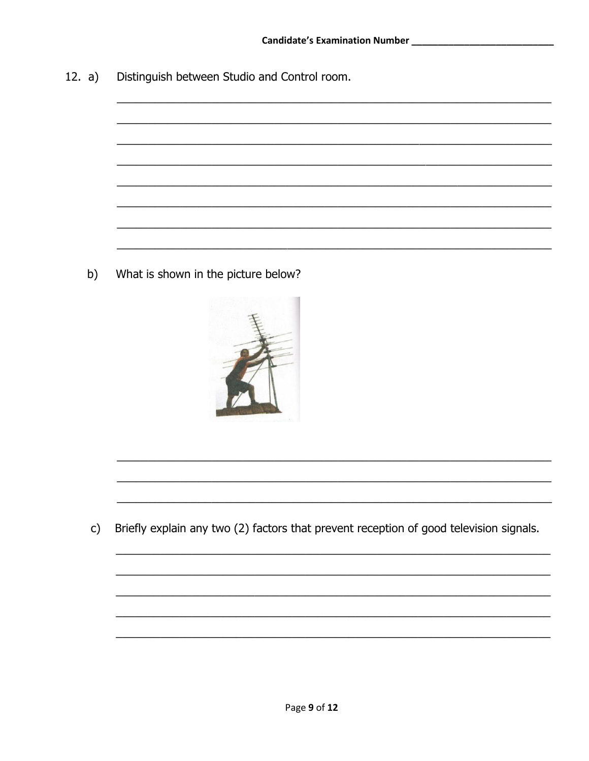12. a) Distinguish between Studio and Control room.

________________________________________________________________________

________________________________________________________________________

________________________________________________________________________

________________________________________________________________________

________________________________________________________________________

________________________________________________________________________

________________________________________________________________________

________________________________________________________________________

b) What is shown in the picture below?

________________________________________________________________________

________________________________________________________________________

________________________________________________________________________

c) Briefly explain any two (2) factors that prevent reception of good television signals.

________________________________________________________________________

________________________________________________________________________

________________________________________________________________________

________________________________________________________________________

________________________________________________________________________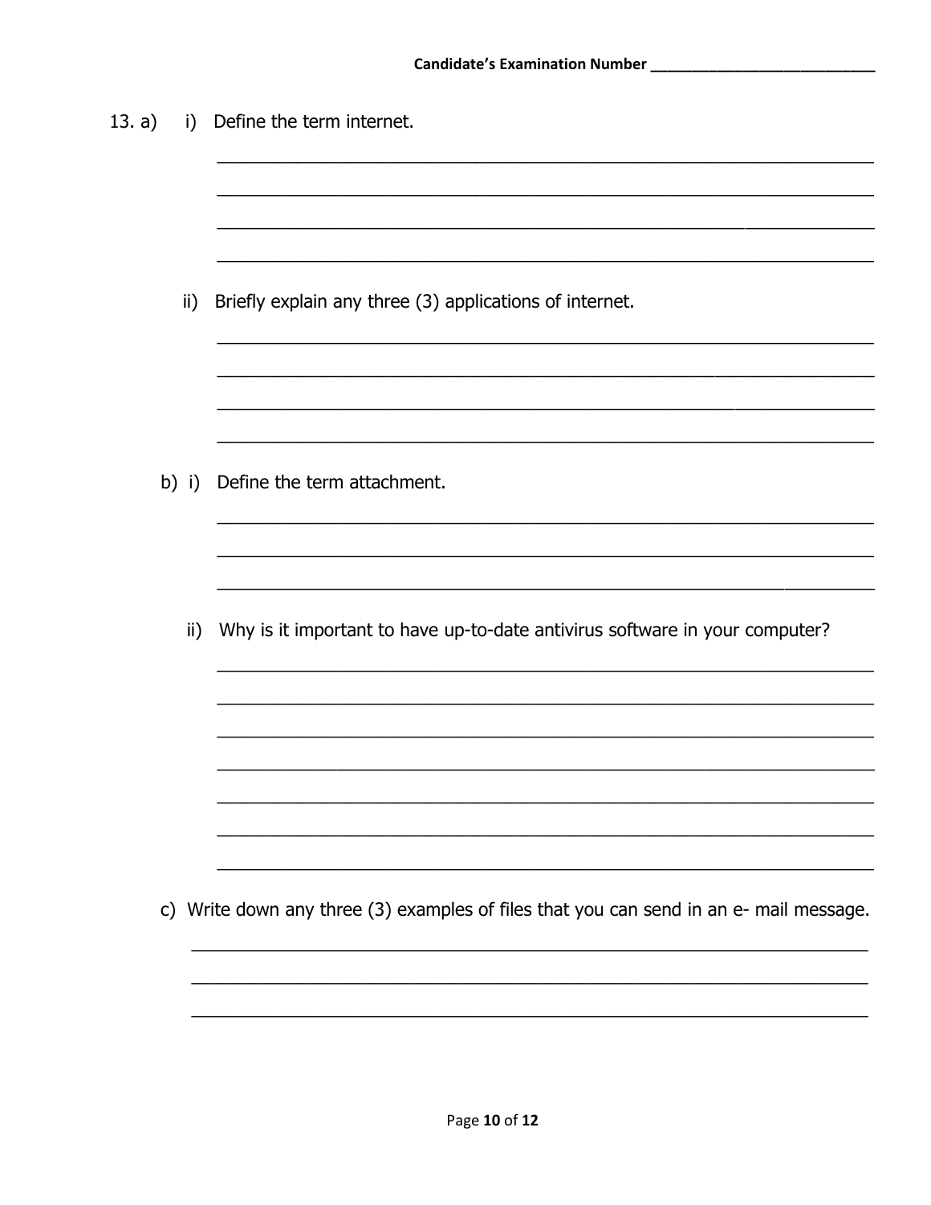Candidate's Examination Number ____________________________

13. a) i) Define the term internet.

________________________________________________________________

________________________________________________________________

________________________________________________________________

________________________________________________________________

ii) Briefly explain any three (3) applications of internet.

________________________________________________________________

________________________________________________________________

________________________________________________________________

________________________________________________________________

b) i) Define the term attachment.

________________________________________________________________

________________________________________________________________

________________________________________________________________

ii) Why is it important to have up-to-date antivirus software in your computer?

________________________________________________________________

________________________________________________________________

________________________________________________________________

________________________________________________________________

________________________________________________________________

________________________________________________________________

________________________________________________________________

c) Write down any three (3) examples of files that you can send in an e- mail message.

________________________________________________________________

________________________________________________________________

________________________________________________________________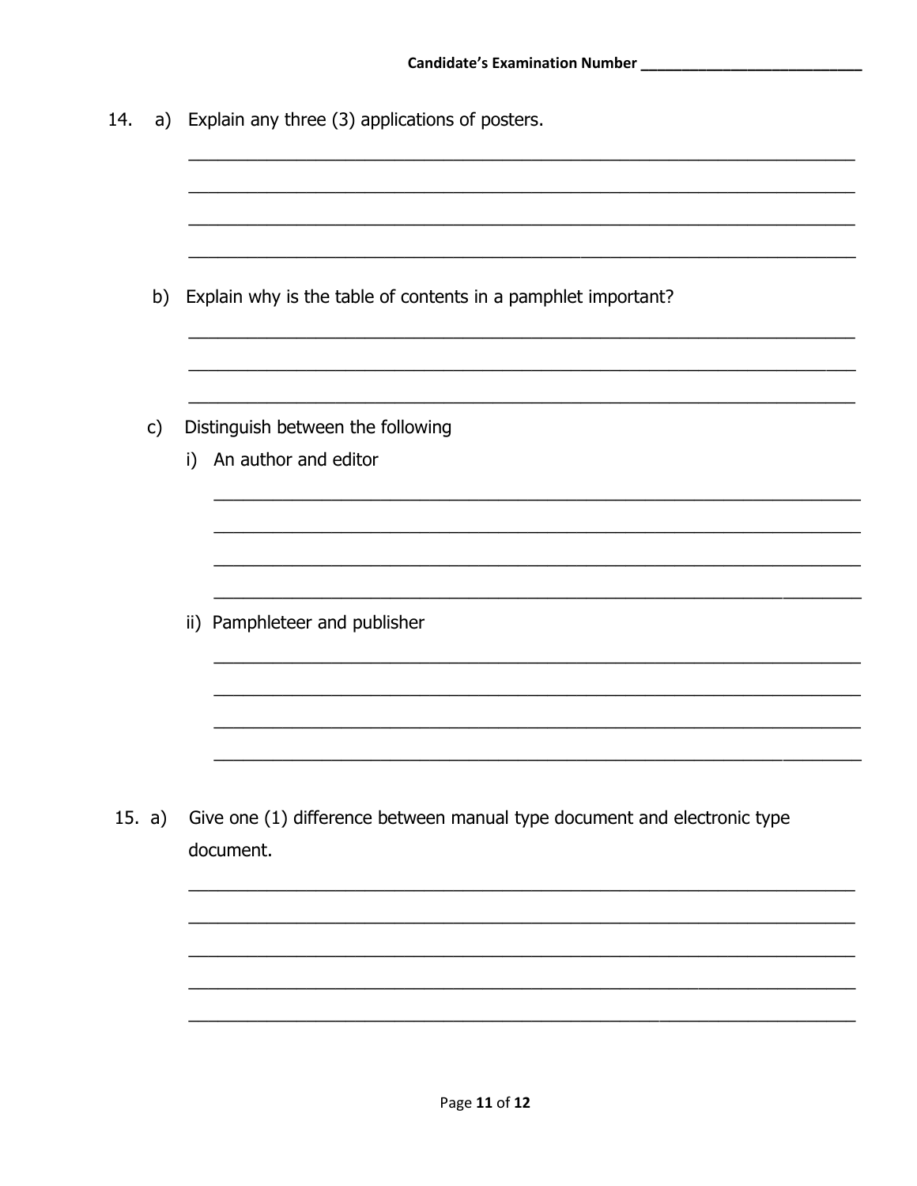Candidate's Examination Number ____________________________

14. a) Explain any three (3) applications of posters.

______________________________________________________________________

______________________________________________________________________

______________________________________________________________________

______________________________________________________________________

b) Explain why is the table of contents in a pamphlet important?

______________________________________________________________________

______________________________________________________________________

______________________________________________________________________

c) Distinguish between the following

i) An author and editor

______________________________________________________________________

______________________________________________________________________

______________________________________________________________________

______________________________________________________________________

ii) Pamphleteer and publisher

______________________________________________________________________

______________________________________________________________________

______________________________________________________________________

______________________________________________________________________

15. a) Give one (1) difference between manual type document and electronic type document.

______________________________________________________________________

______________________________________________________________________

______________________________________________________________________

______________________________________________________________________

______________________________________________________________________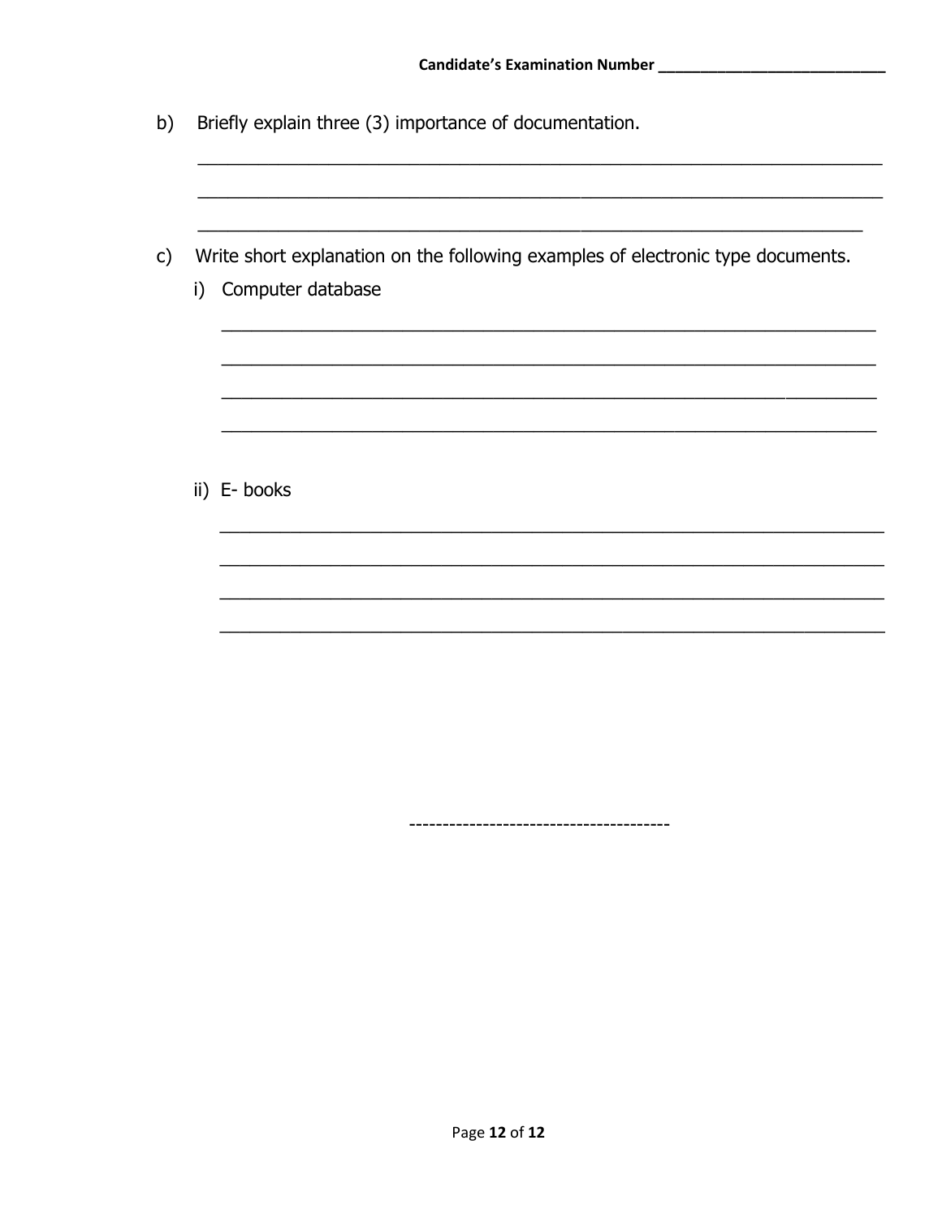b) Briefly explain three (3) importance of documentation.

______________________________________________________________________

______________________________________________________________________

____________________________________________________________________

c) Write short explanation on the following examples of electronic type documents.

i) Computer database

___________________________________________________________________

___________________________________________________________________

___________________________________________________________________

___________________________________________________________________

ii) E- books

___________________________________________________________________

___________________________________________________________________

___________________________________________________________________

___________________________________________________________________

--------------------------------------